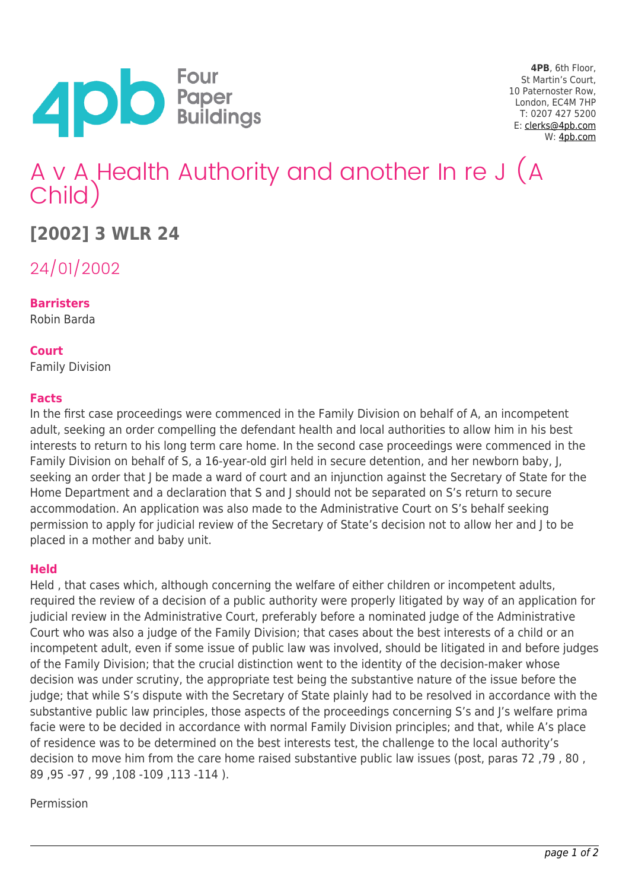**4PB**, 6th Floor,
St Martin's Court,
10 Paternoster Row,
London, EC4M 7HP
T: 0207 427 5200
E: clerks@4pb.com
W: 4pb.com

# A v A Health Authority and another In re J (A Child)

## [2002] 3 WLR 24

24/01/2002

**Barristers**
Robin Barda

**Court**
Family Division

**Facts**
In the first case proceedings were commenced in the Family Division on behalf of A, an incompetent adult, seeking an order compelling the defendant health and local authorities to allow him in his best interests to return to his long term care home. In the second case proceedings were commenced in the Family Division on behalf of S, a 16-year-old girl held in secure detention, and her newborn baby, J, seeking an order that J be made a ward of court and an injunction against the Secretary of State for the Home Department and a declaration that S and J should not be separated on S's return to secure accommodation. An application was also made to the Administrative Court on S's behalf seeking permission to apply for judicial review of the Secretary of State's decision not to allow her and J to be placed in a mother and baby unit.

**Held**
Held , that cases which, although concerning the welfare of either children or incompetent adults, required the review of a decision of a public authority were properly litigated by way of an application for judicial review in the Administrative Court, preferably before a nominated judge of the Administrative Court who was also a judge of the Family Division; that cases about the best interests of a child or an incompetent adult, even if some issue of public law was involved, should be litigated in and before judges of the Family Division; that the crucial distinction went to the identity of the decision-maker whose decision was under scrutiny, the appropriate test being the substantive nature of the issue before the judge; that while S's dispute with the Secretary of State plainly had to be resolved in accordance with the substantive public law principles, those aspects of the proceedings concerning S's and J's welfare prima facie were to be decided in accordance with normal Family Division principles; and that, while A's place of residence was to be determined on the best interests test, the challenge to the local authority's decision to move him from the care home raised substantive public law issues (post, paras 72 ,79 , 80 , 89 ,95 -97 , 99 ,108 -109 ,113 -114 ).

Permission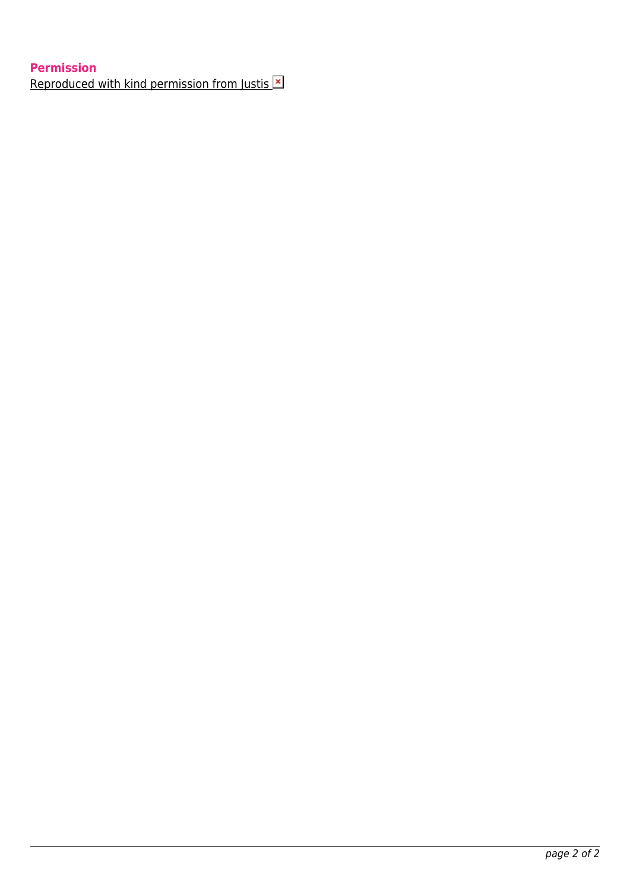**Permission**

Reproduced with kind permission from Justis